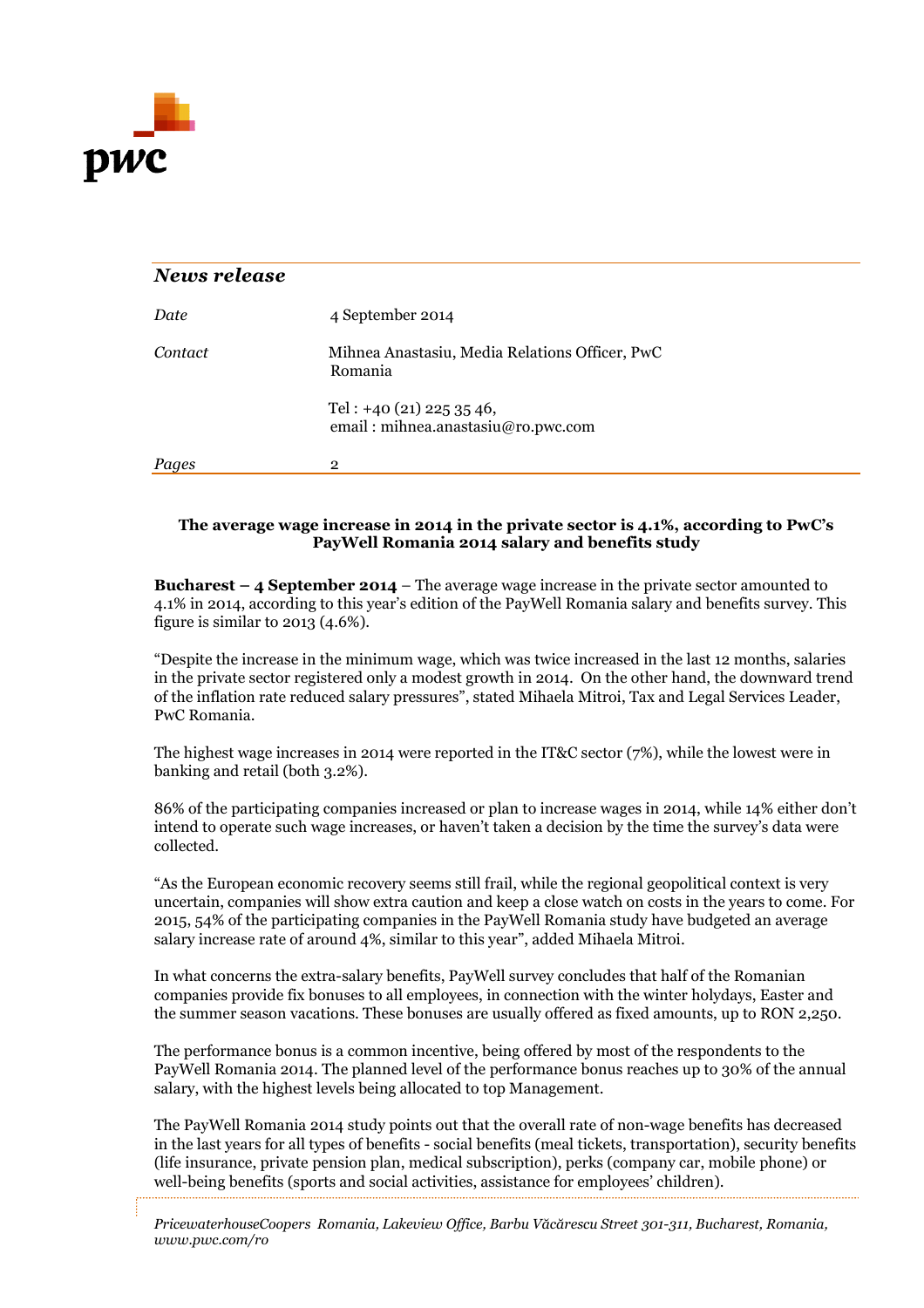*News release*

| | |
|---|---|
| *Date* | 4 September 2014 |
| *Contact* | Mihnea Anastasiu, Media Relations Officer, PwC Romania |
| | Tel : +40 (21) 225 35 46, email : mihnea.anastasiu@ro.pwc.com |
| *Pages* | 2 |

**The average wage increase in 2014 in the private sector is 4.1%, according to PwC's PayWell Romania 2014 salary and benefits study**

**Bucharest – 4 September 2014** – The average wage increase in the private sector amounted to 4.1% in 2014, according to this year's edition of the PayWell Romania salary and benefits survey. This figure is similar to 2013 (4.6%).

"Despite the increase in the minimum wage, which was twice increased in the last 12 months, salaries in the private sector registered only a modest growth in 2014. On the other hand, the downward trend of the inflation rate reduced salary pressures", stated Mihaela Mitroi, Tax and Legal Services Leader, PwC Romania.

The highest wage increases in 2014 were reported in the IT&C sector (7%), while the lowest were in banking and retail (both 3.2%).

86% of the participating companies increased or plan to increase wages in 2014, while 14% either don't intend to operate such wage increases, or haven't taken a decision by the time the survey's data were collected.

"As the European economic recovery seems still frail, while the regional geopolitical context is very uncertain, companies will show extra caution and keep a close watch on costs in the years to come. For 2015, 54% of the participating companies in the PayWell Romania study have budgeted an average salary increase rate of around 4%, similar to this year", added Mihaela Mitroi.

In what concerns the extra-salary benefits, PayWell survey concludes that half of the Romanian companies provide fix bonuses to all employees, in connection with the winter holydays, Easter and the summer season vacations. These bonuses are usually offered as fixed amounts, up to RON 2,250.

The performance bonus is a common incentive, being offered by most of the respondents to the PayWell Romania 2014. The planned level of the performance bonus reaches up to 30% of the annual salary, with the highest levels being allocated to top Management.

The PayWell Romania 2014 study points out that the overall rate of non-wage benefits has decreased in the last years for all types of benefits - social benefits (meal tickets, transportation), security benefits (life insurance, private pension plan, medical subscription), perks (company car, mobile phone) or well-being benefits (sports and social activities, assistance for employees' children).

*PricewaterhouseCoopers Romania, Lakeview Office, Barbu Văcărescu Street 301-311, Bucharest, Romania, www.pwc.com/ro*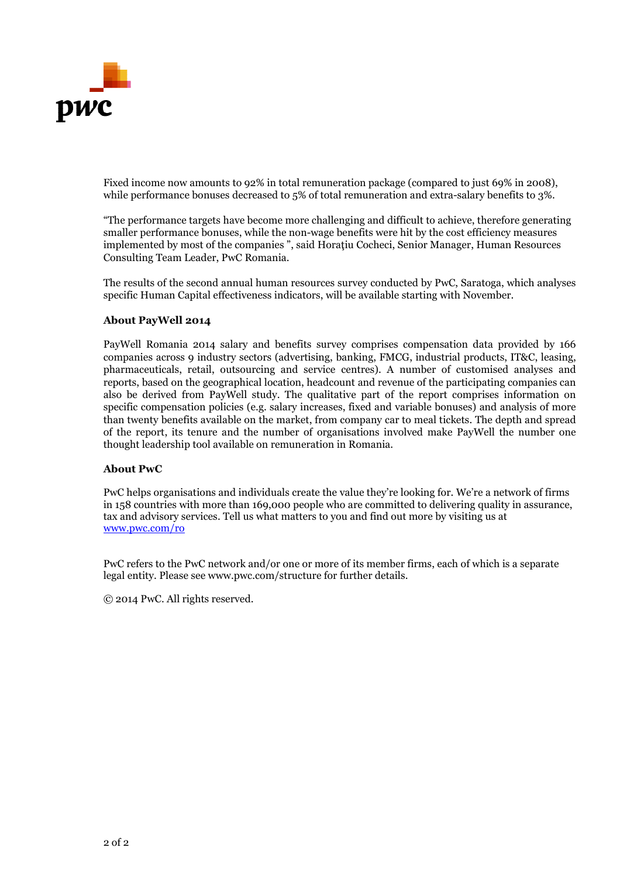Fixed income now amounts to 92% in total remuneration package (compared to just 69% in 2008), while performance bonuses decreased to 5% of total remuneration and extra-salary benefits to 3%.

“The performance targets have become more challenging and difficult to achieve, therefore generating smaller performance bonuses, while the non-wage benefits were hit by the cost efficiency measures implemented by most of the companies ”, said Horaţiu Cocheci, Senior Manager, Human Resources Consulting Team Leader, PwC Romania.

The results of the second annual human resources survey conducted by PwC, Saratoga, which analyses specific Human Capital effectiveness indicators, will be available starting with November.

**About PayWell 2014**

PayWell Romania 2014 salary and benefits survey comprises compensation data provided by 166 companies across 9 industry sectors (advertising, banking, FMCG, industrial products, IT&C, leasing, pharmaceuticals, retail, outsourcing and service centres). A number of customised analyses and reports, based on the geographical location, headcount and revenue of the participating companies can also be derived from PayWell study. The qualitative part of the report comprises information on specific compensation policies (e.g. salary increases, fixed and variable bonuses) and analysis of more than twenty benefits available on the market, from company car to meal tickets. The depth and spread of the report, its tenure and the number of organisations involved make PayWell the number one thought leadership tool available on remuneration in Romania.

**About PwC**

PwC helps organisations and individuals create the value they’re looking for. We’re a network of firms in 158 countries with more than 169,000 people who are committed to delivering quality in assurance, tax and advisory services. Tell us what matters to you and find out more by visiting us at [www.pwc.com/ro](www.pwc.com/ro)

PwC refers to the PwC network and/or one or more of its member firms, each of which is a separate legal entity. Please see www.pwc.com/structure for further details.

© 2014 PwC. All rights reserved.